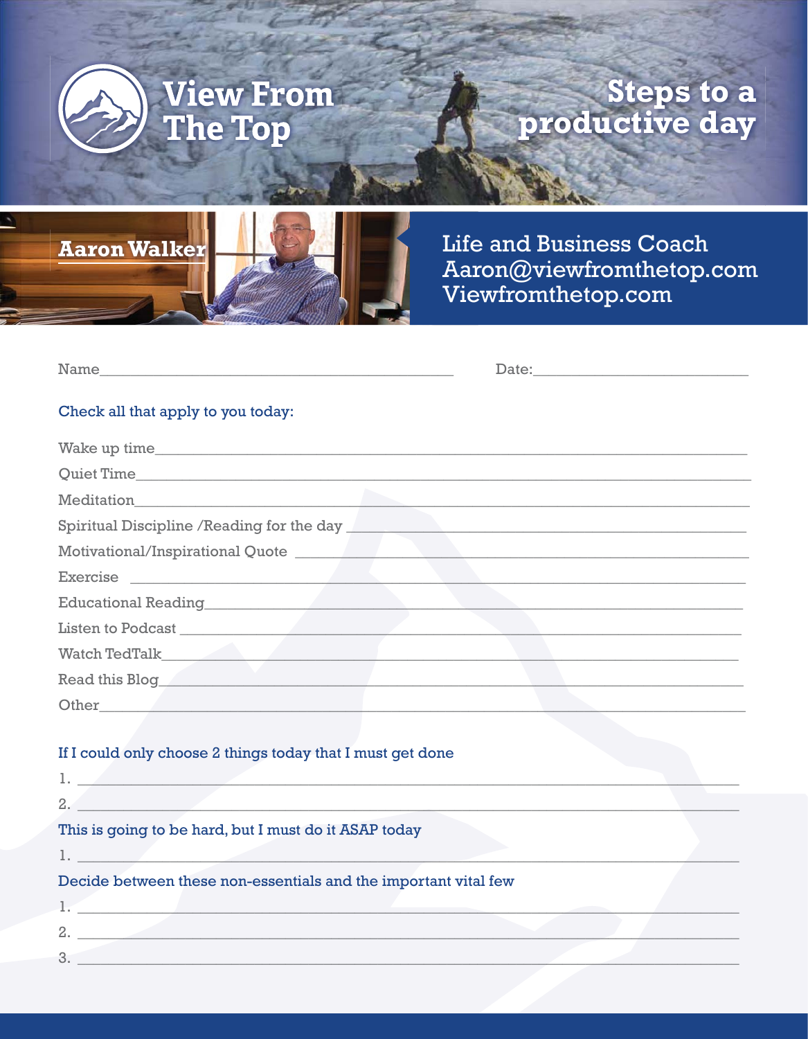# View From The Top

## Steps to a productive day

**Aaron Walker**

Life and Business Coach
Aaron@viewfromthetop.com
Viewfromthetop.com

Name_______________________________________________ Date:___________________________

### Check all that apply to you today:

Wake up time_______________________________________________

Quiet Time_______________________________________________

Meditation_______________________________________________

Spiritual Discipline /Reading for the day _______________________________________________

Motivational/Inspirational Quote _______________________________________________

Exercise _______________________________________________

Educational Reading_______________________________________________

Listen to Podcast _______________________________________________

Watch TedTalk_______________________________________________

Read this Blog_______________________________________________

Other_______________________________________________

### If I could only choose 2 things today that I must get done

1. _______________________________________________
2. _______________________________________________

### This is going to be hard, but I must do it ASAP today

1. _______________________________________________

### Decide between these non-essentials and the important vital few

1. _______________________________________________
2. _______________________________________________
3. _______________________________________________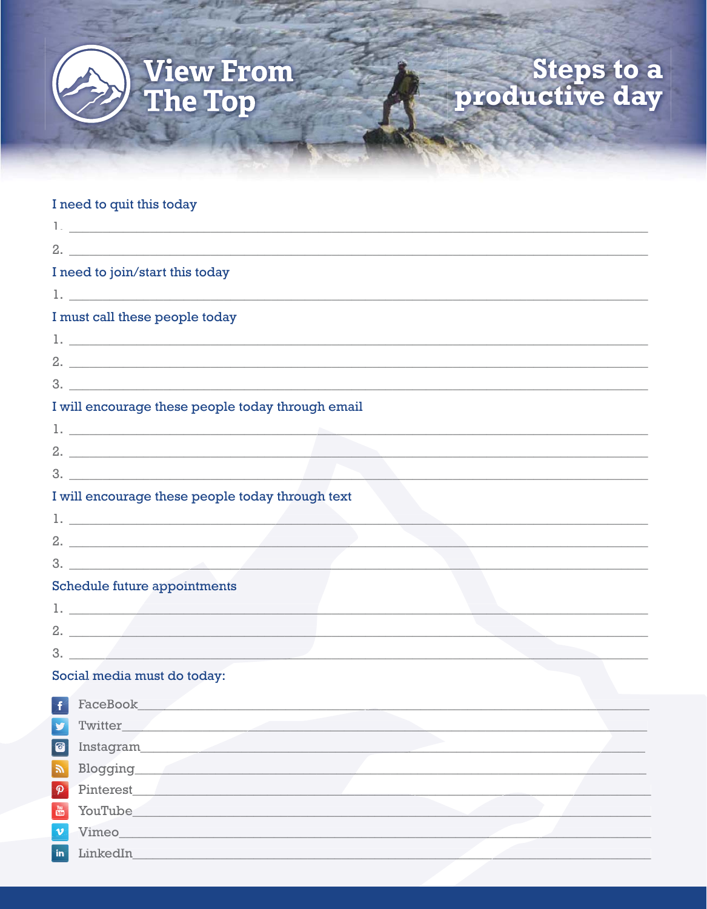# View From The Top

## Steps to a productive day

I need to quit this today

1. ______________________________
2. ______________________________

I need to join/start this today

1. ______________________________

I must call these people today

1. ______________________________
2. ______________________________
3. ______________________________

I will encourage these people today through email

1. ______________________________
2. ______________________________
3. ______________________________

I will encourage these people today through text

1. ______________________________
2. ______________________________
3. ______________________________

Schedule future appointments

1. ______________________________
2. ______________________________
3. ______________________________

Social media must do today:

- FaceBook______________________________
- Twitter______________________________
- Instagram______________________________
- Blogging______________________________
- Pinterest______________________________
- YouTube______________________________
- Vimeo______________________________
- LinkedIn______________________________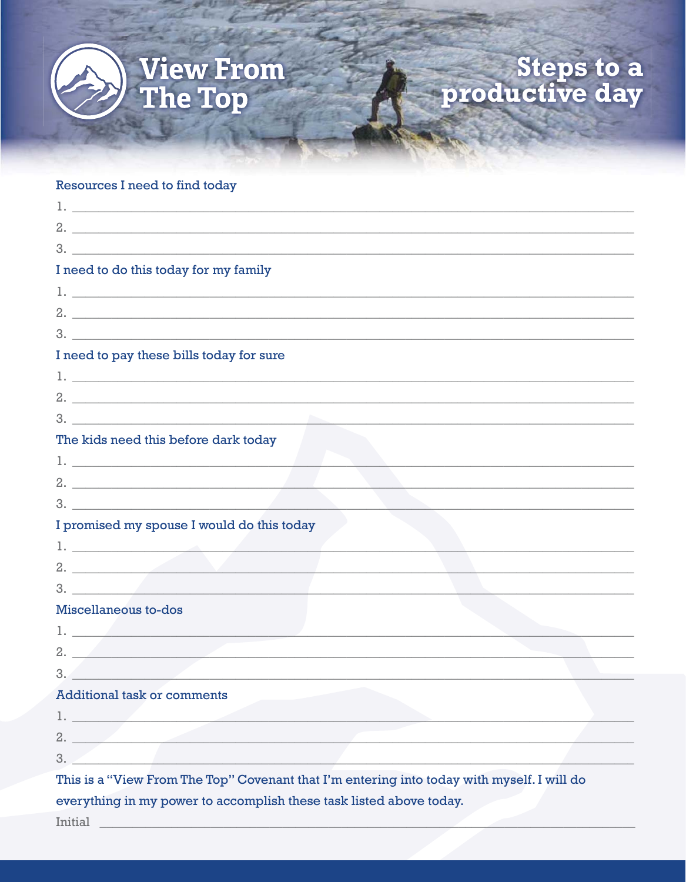# View From The Top

# Steps to a productive day

Resources I need to find today

1. ______________________________
2. ______________________________
3. ______________________________

I need to do this today for my family

1. ______________________________
2. ______________________________
3. ______________________________

I need to pay these bills today for sure

1. ______________________________
2. ______________________________
3. ______________________________

The kids need this before dark today

1. ______________________________
2. ______________________________
3. ______________________________

I promised my spouse I would do this today

1. ______________________________
2. ______________________________
3. ______________________________

Miscellaneous to-dos

1. ______________________________
2. ______________________________
3. ______________________________

Additional task or comments

1. ______________________________
2. ______________________________
3. ______________________________

This is a "View From The Top" Covenant that I'm entering into today with myself. I will do everything in my power to accomplish these task listed above today.

Initial ______________________________